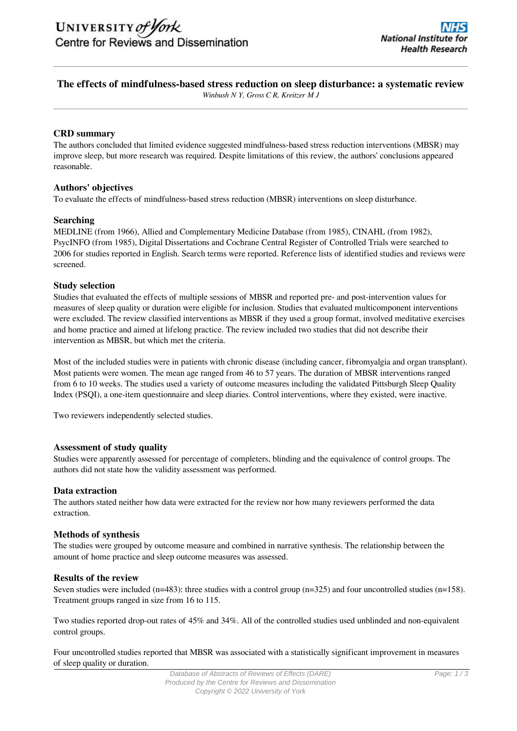# The effects of mindfulness-based stress reduction on sleep disturbance: a systematic review

*Winbush N Y, Gross C R, Kreitzer M J*

## CRD summary

The authors concluded that limited evidence suggested mindfulness-based stress reduction interventions (MBSR) may improve sleep, but more research was required. Despite limitations of this review, the authors' conclusions appeared reasonable.

## Authors' objectives

To evaluate the effects of mindfulness-based stress reduction (MBSR) interventions on sleep disturbance.

## Searching

MEDLINE (from 1966), Allied and Complementary Medicine Database (from 1985), CINAHL (from 1982), PsycINFO (from 1985), Digital Dissertations and Cochrane Central Register of Controlled Trials were searched to 2006 for studies reported in English. Search terms were reported. Reference lists of identified studies and reviews were screened.

## Study selection

Studies that evaluated the effects of multiple sessions of MBSR and reported pre- and post-intervention values for measures of sleep quality or duration were eligible for inclusion. Studies that evaluated multicomponent interventions were excluded. The review classified interventions as MBSR if they used a group format, involved meditative exercises and home practice and aimed at lifelong practice. The review included two studies that did not describe their intervention as MBSR, but which met the criteria.

Most of the included studies were in patients with chronic disease (including cancer, fibromyalgia and organ transplant). Most patients were women. The mean age ranged from 46 to 57 years. The duration of MBSR interventions ranged from 6 to 10 weeks. The studies used a variety of outcome measures including the validated Pittsburgh Sleep Quality Index (PSQI), a one-item questionnaire and sleep diaries. Control interventions, where they existed, were inactive.

Two reviewers independently selected studies.

## Assessment of study quality

Studies were apparently assessed for percentage of completers, blinding and the equivalence of control groups. The authors did not state how the validity assessment was performed.

## Data extraction

The authors stated neither how data were extracted for the review nor how many reviewers performed the data extraction.

## Methods of synthesis

The studies were grouped by outcome measure and combined in narrative synthesis. The relationship between the amount of home practice and sleep outcome measures was assessed.

## Results of the review

Seven studies were included (n=483): three studies with a control group (n=325) and four uncontrolled studies (n=158). Treatment groups ranged in size from 16 to 115.

Two studies reported drop-out rates of 45% and 34%. All of the controlled studies used unblinded and non-equivalent control groups.

Four uncontrolled studies reported that MBSR was associated with a statistically significant improvement in measures of sleep quality or duration.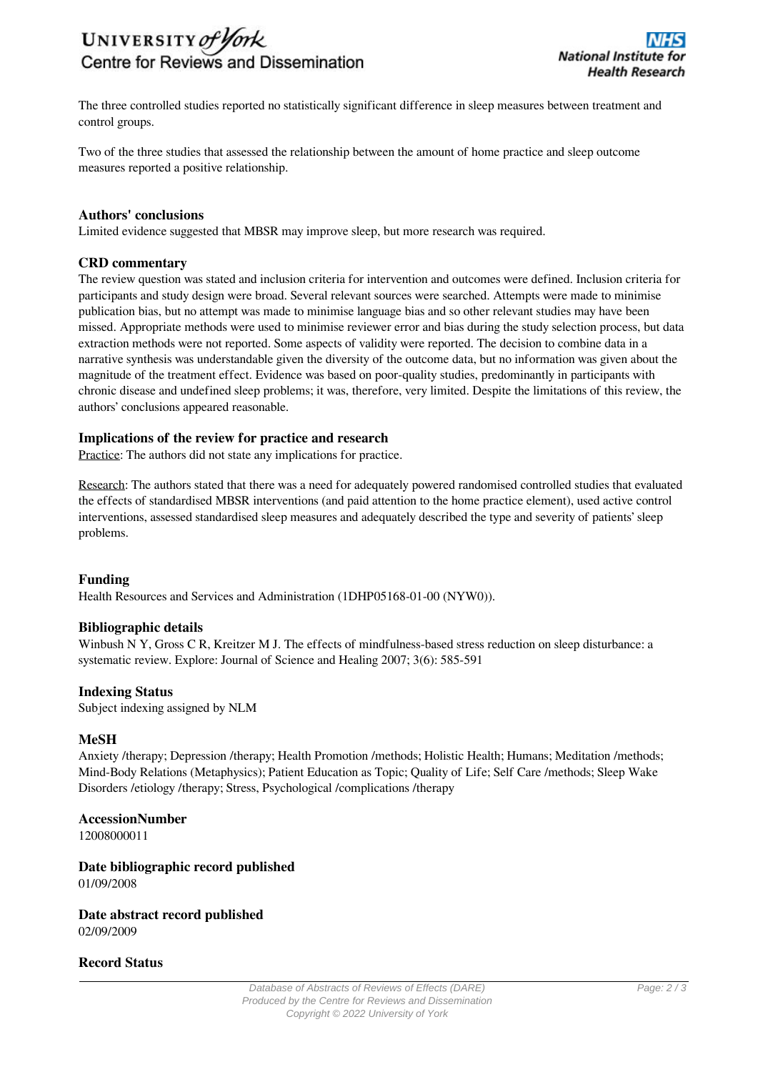The three controlled studies reported no statistically significant difference in sleep measures between treatment and control groups.

Two of the three studies that assessed the relationship between the amount of home practice and sleep outcome measures reported a positive relationship.

### Authors' conclusions

Limited evidence suggested that MBSR may improve sleep, but more research was required.

### CRD commentary

The review question was stated and inclusion criteria for intervention and outcomes were defined. Inclusion criteria for participants and study design were broad. Several relevant sources were searched. Attempts were made to minimise publication bias, but no attempt was made to minimise language bias and so other relevant studies may have been missed. Appropriate methods were used to minimise reviewer error and bias during the study selection process, but data extraction methods were not reported. Some aspects of validity were reported. The decision to combine data in a narrative synthesis was understandable given the diversity of the outcome data, but no information was given about the magnitude of the treatment effect. Evidence was based on poor-quality studies, predominantly in participants with chronic disease and undefined sleep problems; it was, therefore, very limited. Despite the limitations of this review, the authors' conclusions appeared reasonable.

### Implications of the review for practice and research

Practice: The authors did not state any implications for practice.

Research: The authors stated that there was a need for adequately powered randomised controlled studies that evaluated the effects of standardised MBSR interventions (and paid attention to the home practice element), used active control interventions, assessed standardised sleep measures and adequately described the type and severity of patients' sleep problems.

### Funding

Health Resources and Services and Administration (1DHP05168-01-00 (NYW0)).

### Bibliographic details

Winbush N Y, Gross C R, Kreitzer M J. The effects of mindfulness-based stress reduction on sleep disturbance: a systematic review. Explore: Journal of Science and Healing 2007; 3(6): 585-591

### Indexing Status

Subject indexing assigned by NLM

### MeSH

Anxiety /therapy; Depression /therapy; Health Promotion /methods; Holistic Health; Humans; Meditation /methods; Mind-Body Relations (Metaphysics); Patient Education as Topic; Quality of Life; Self Care /methods; Sleep Wake Disorders /etiology /therapy; Stress, Psychological /complications /therapy

### AccessionNumber

12008000011

### Date bibliographic record published

01/09/2008

### Date abstract record published

02/09/2009

### Record Status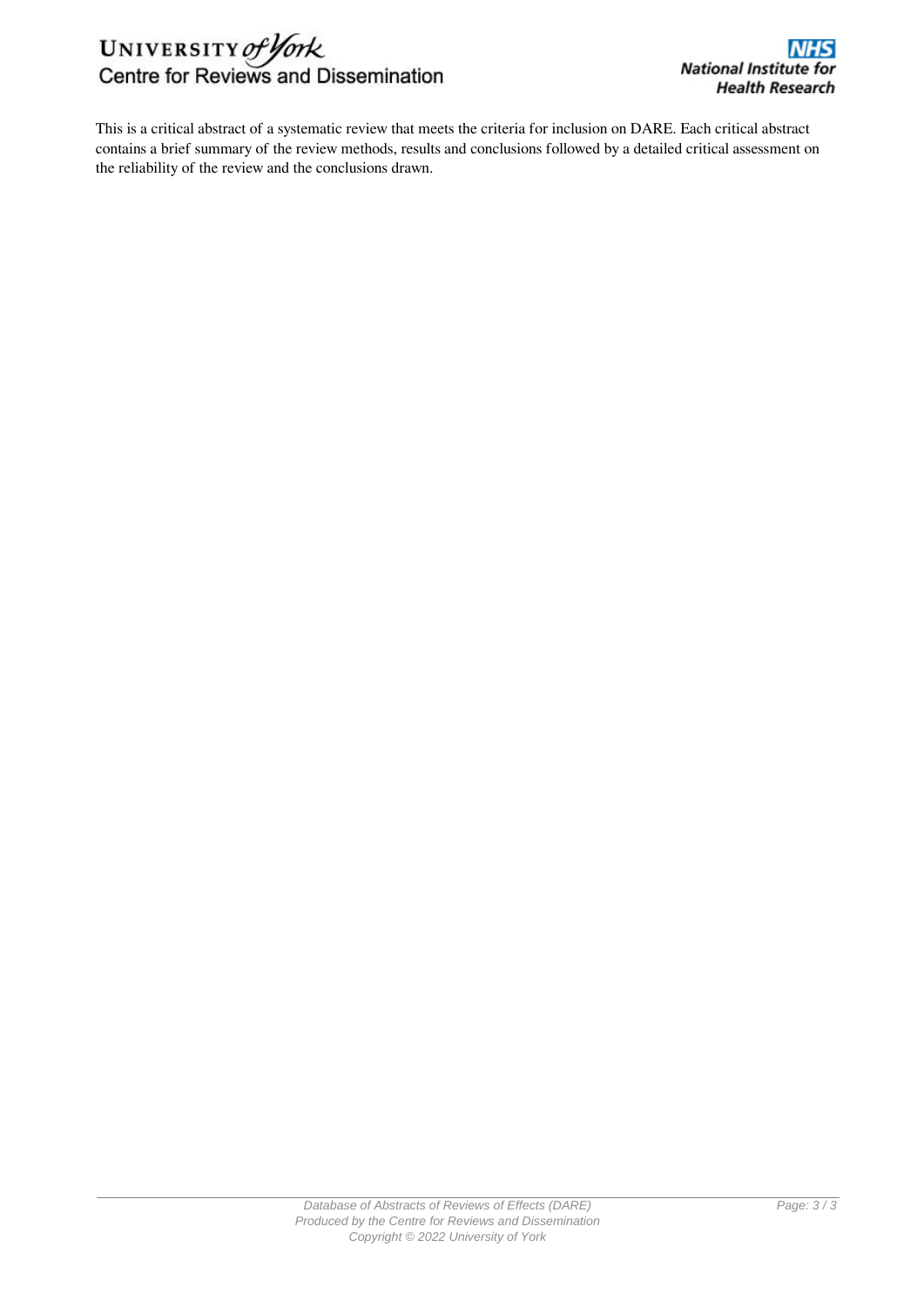This is a critical abstract of a systematic review that meets the criteria for inclusion on DARE. Each critical abstract contains a brief summary of the review methods, results and conclusions followed by a detailed critical assessment on the reliability of the review and the conclusions drawn.